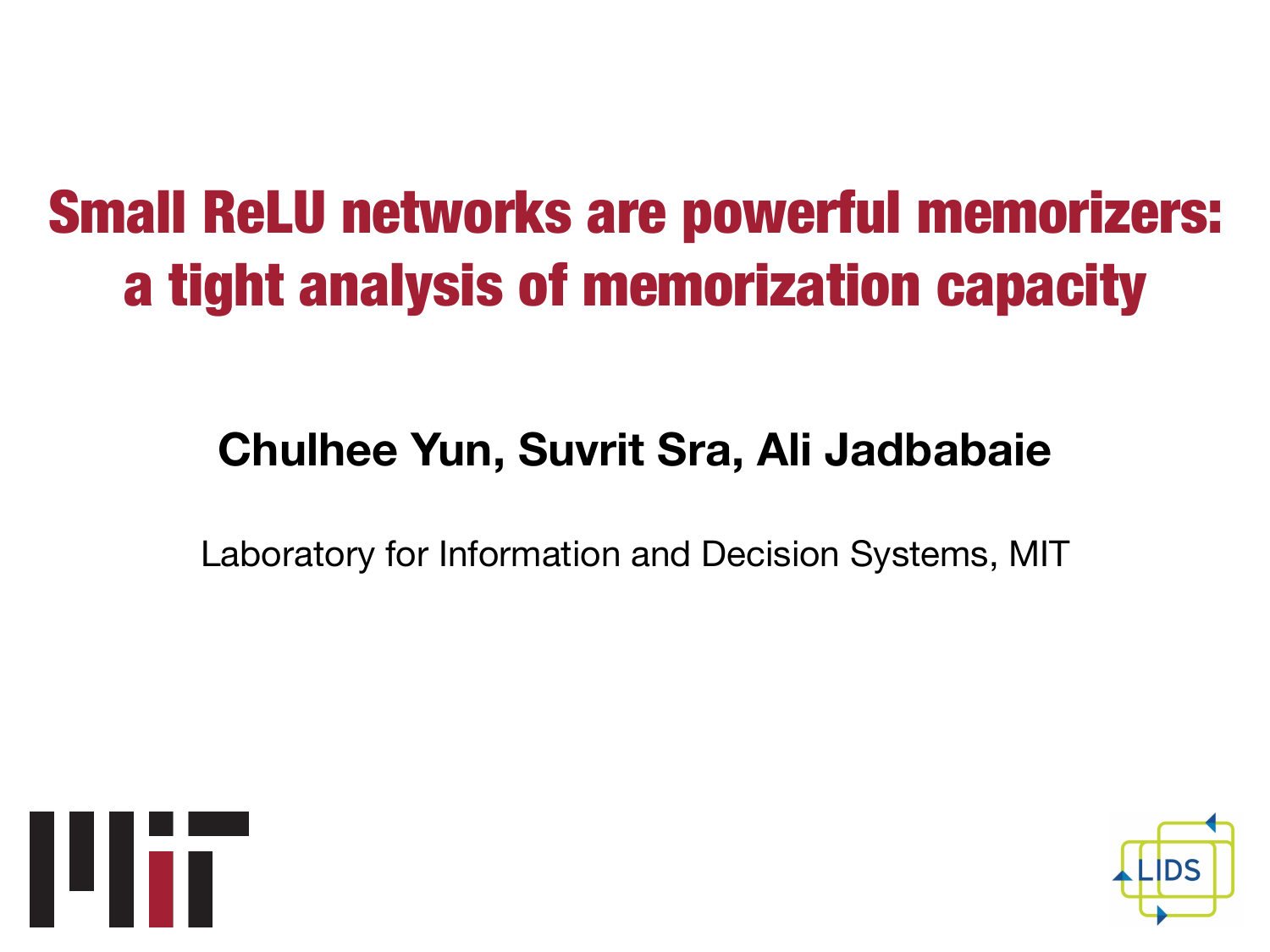# Small ReLU networks are powerful memorizers: a tight analysis of memorization capacity

**Chulhee Yun, Suvrit Sra, Ali Jadbabaie**

Laboratory for Information and Decision Systems, MIT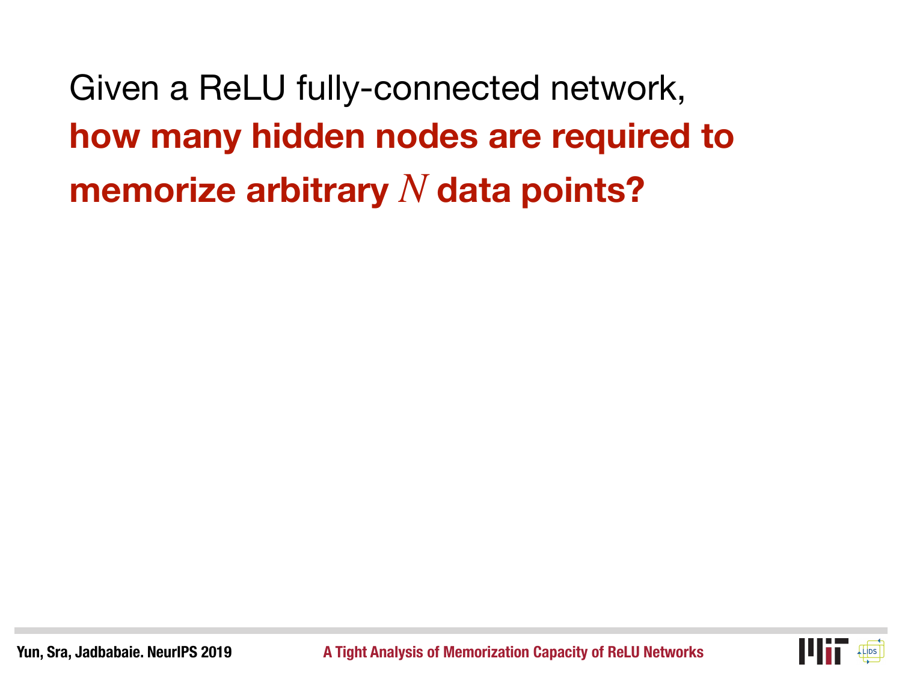Given a ReLU fully-connected network,

**how many hidden nodes are required to memorize arbitrary $N$ data points?**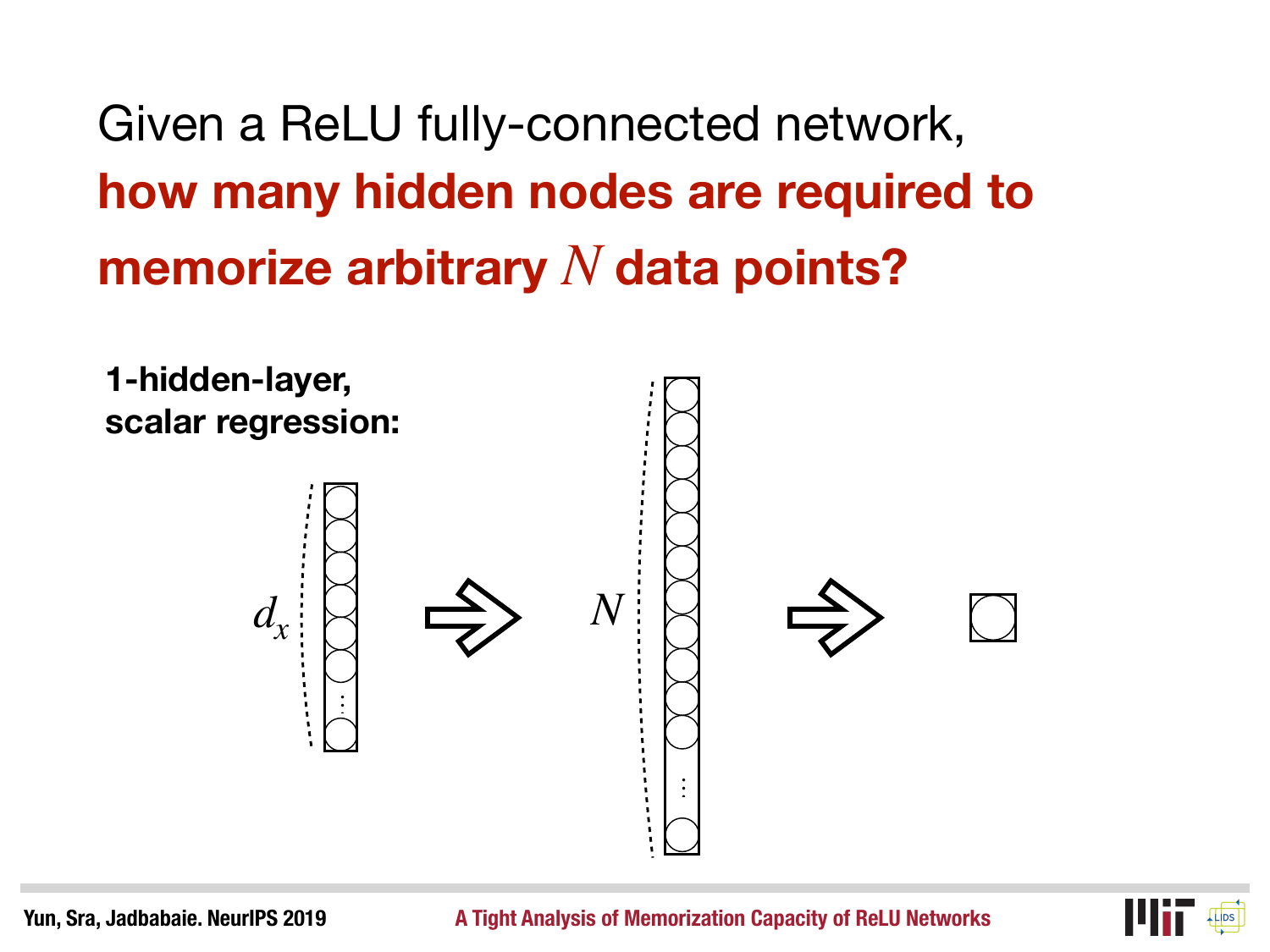Given a ReLU fully-connected network, **how many hidden nodes are required to memorize arbitrary $N$ data points?**

**1-hidden-layer, scalar regression:**

$d_x$ ⇒ $N$ ⇒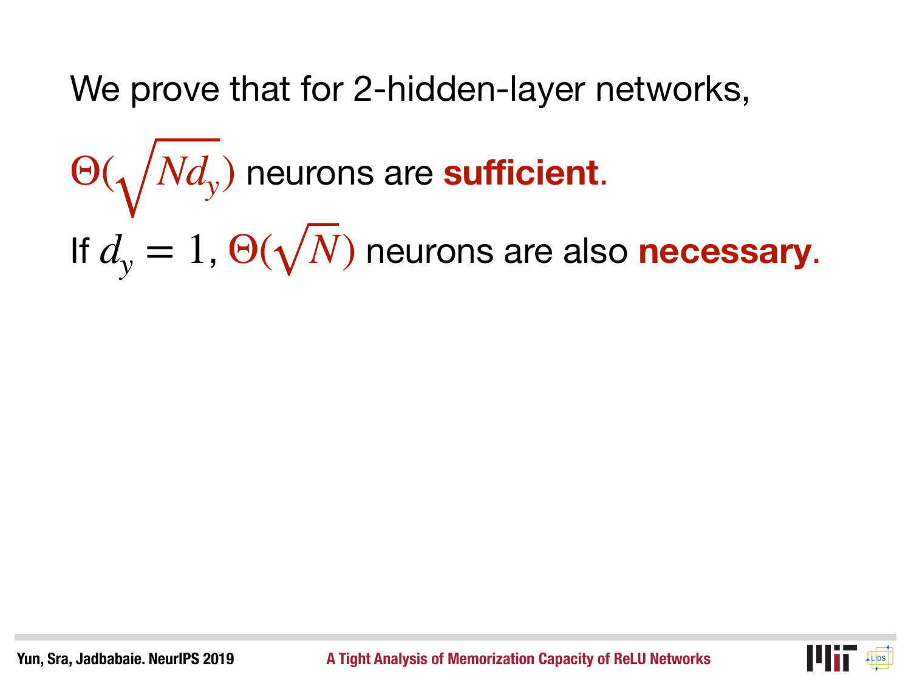We prove that for 2-hidden-layer networks,

$\Theta(\sqrt{Nd_y})$ neurons are **sufficient**.

If $d_y = 1$, $\Theta(\sqrt{N})$ neurons are also **necessary**.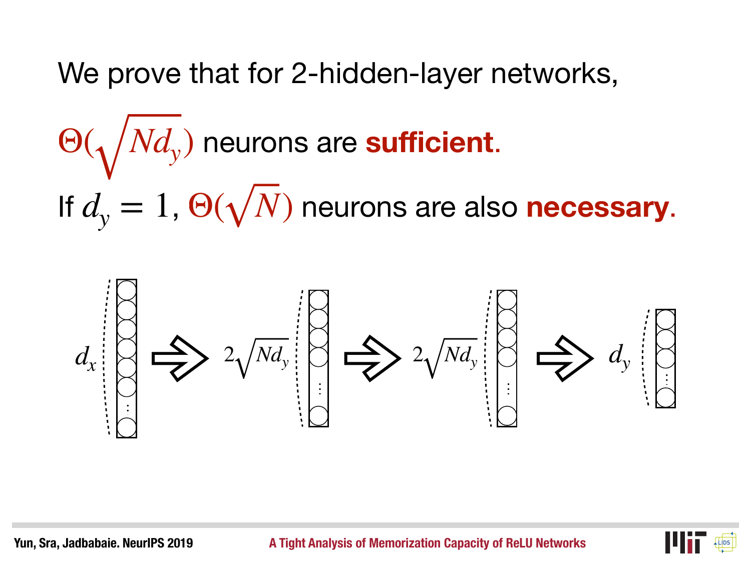We prove that for 2-hidden-layer networks,

$\Theta(\sqrt{Nd_y})$ neurons are **sufficient**.

If $d_y = 1$, $\Theta(\sqrt{N})$ neurons are also **necessary**.

$d_x$ ⇒ $2\sqrt{Nd_y}$ ⇒ $2\sqrt{Nd_y}$ ⇒ $d_y$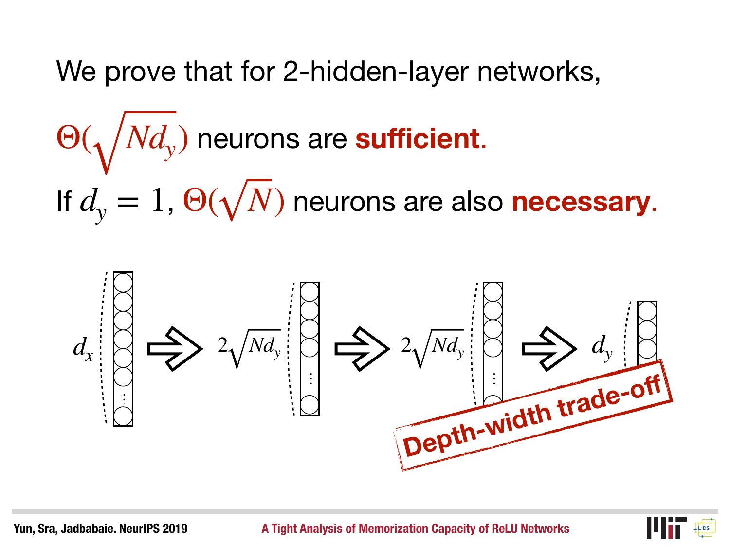We prove that for 2-hidden-layer networks,

$\Theta(\sqrt{Nd_y})$ neurons are **sufficient**.

If $d_y = 1$, $\Theta(\sqrt{N})$ neurons are also **necessary**.

$d_x$ ⇨ $2\sqrt{Nd_y}$ ⇨ $2\sqrt{Nd_y}$ ⇨ $d_y$

**Depth-width trade-off**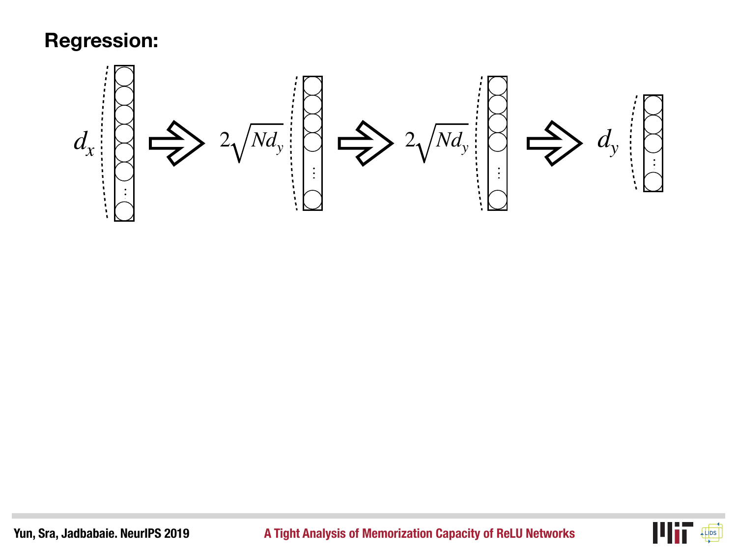**Regression:**

$d_x$ ⇒ $2\sqrt{Nd_y}$ ⇒ $2\sqrt{Nd_y}$ ⇒ $d_y$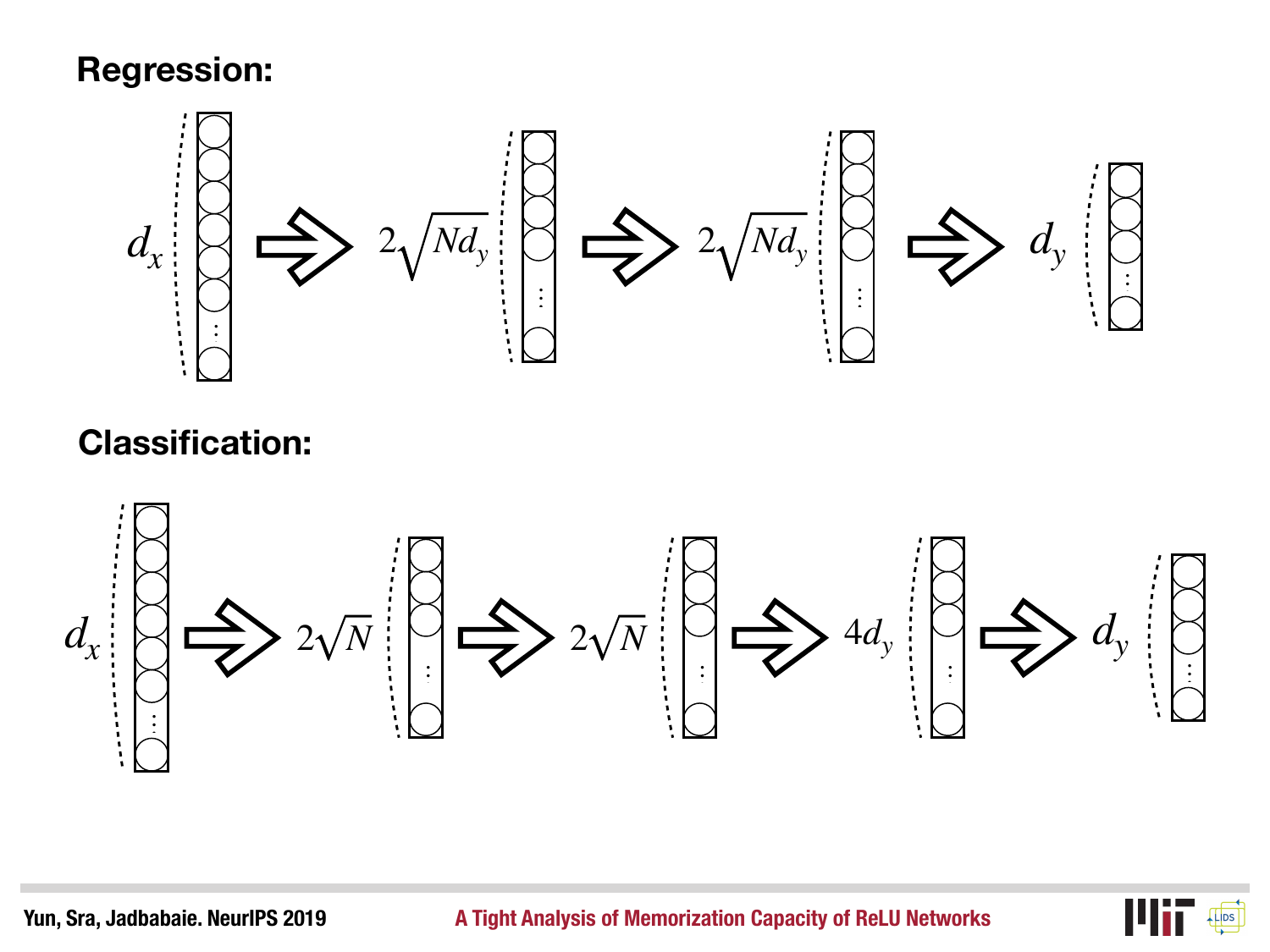**Regression:**

$d_x \Rightarrow 2\sqrt{Nd_y} \Rightarrow 2\sqrt{Nd_y} \Rightarrow d_y$

**Classification:**

$d_x \Rightarrow 2\sqrt{N} \Rightarrow 2\sqrt{N} \Rightarrow 4d_y \Rightarrow d_y$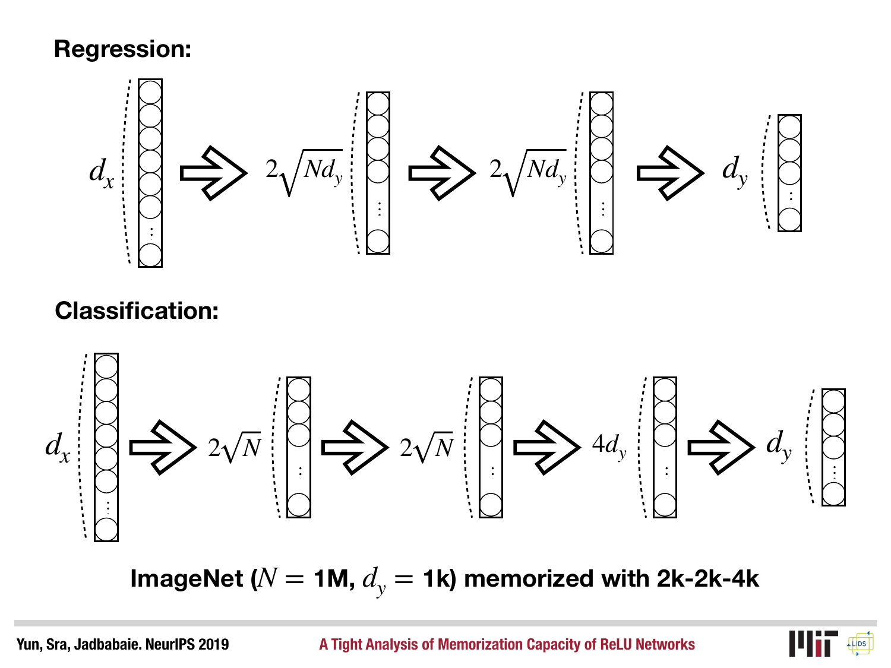**Regression:**

$d_x \Rightarrow 2\sqrt{Nd_y} \Rightarrow 2\sqrt{Nd_y} \Rightarrow d_y$

**Classification:**

$d_x \Rightarrow 2\sqrt{N} \Rightarrow 2\sqrt{N} \Rightarrow 4d_y \Rightarrow d_y$

**ImageNet ($N = $ 1M, $d_y = $ 1k) memorized with 2k-2k-4k**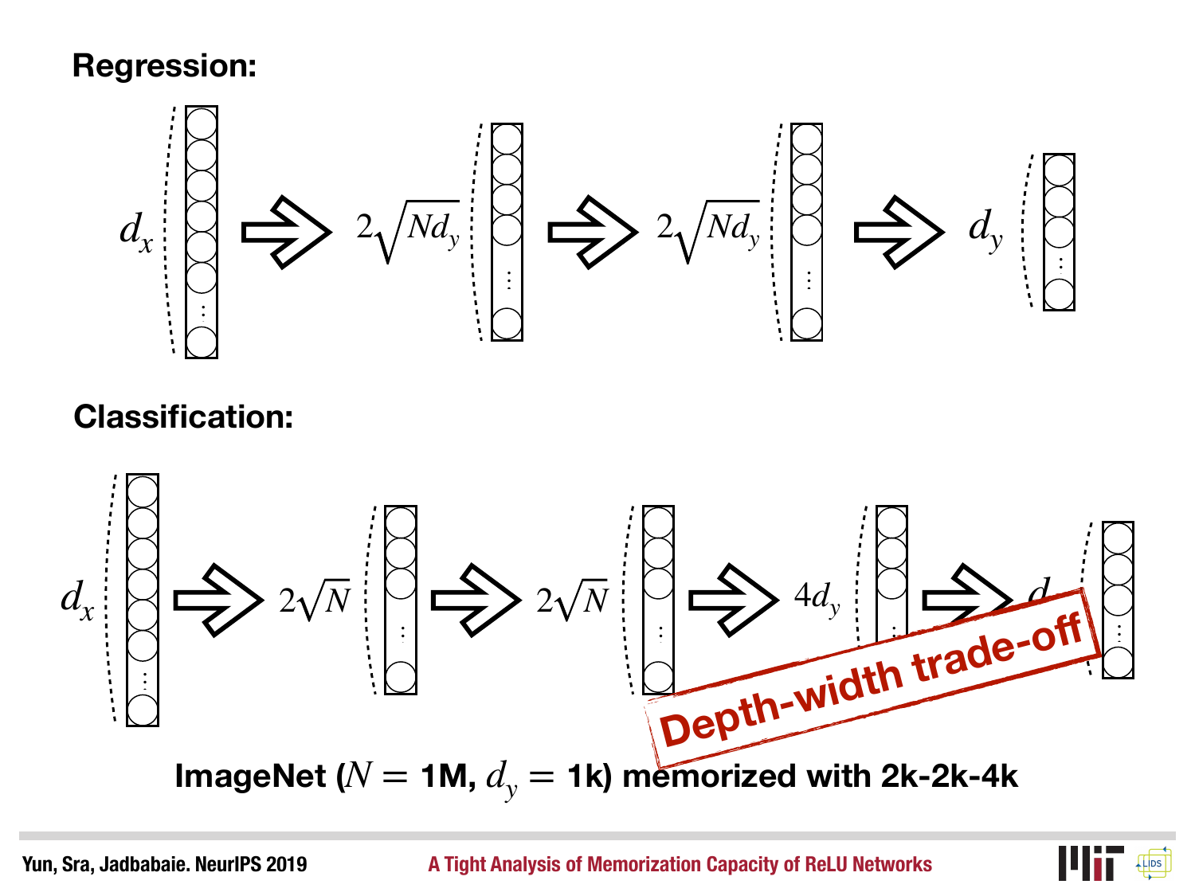**Regression:**

$d_x \Rightarrow 2\sqrt{Nd_y} \Rightarrow 2\sqrt{Nd_y} \Rightarrow d_y$

**Classification:**

$d_x \Rightarrow 2\sqrt{N} \Rightarrow 2\sqrt{N} \Rightarrow 4d_y \Rightarrow d_y$

Depth-width trade-off

**ImageNet ($N$ = 1M, $d_y$ = 1k) memorized with 2k-2k-4k**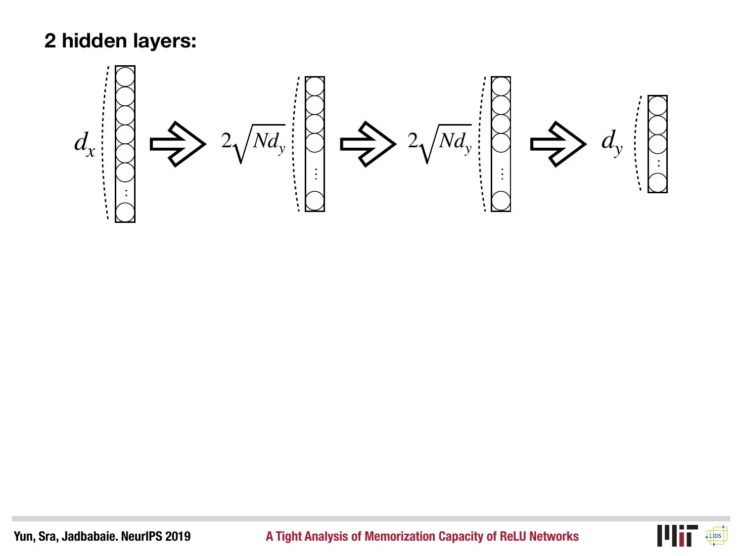**2 hidden layers:**

$d_x$ ⇨ $2\sqrt{Nd_y}$ ⇨ $2\sqrt{Nd_y}$ ⇨ $d_y$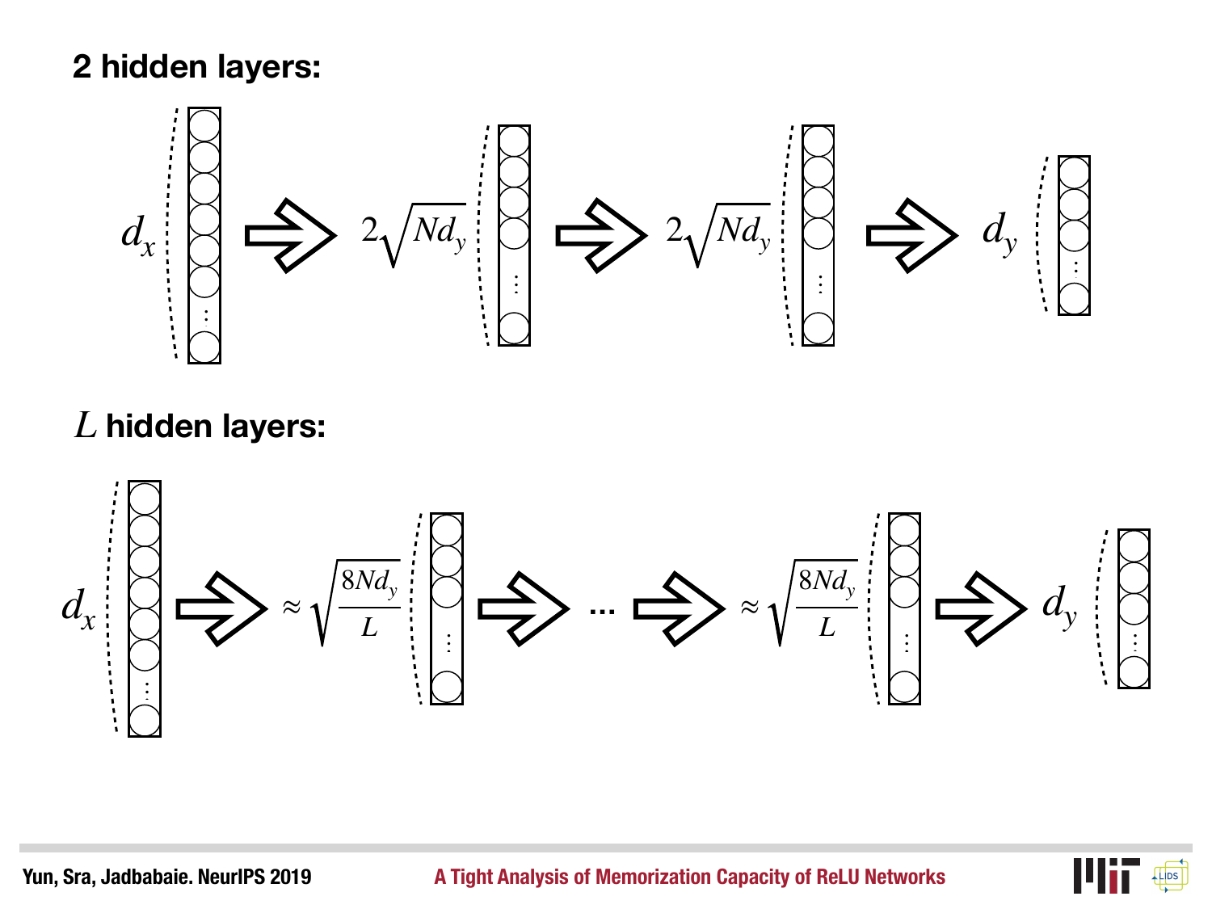**2 hidden layers:**

$$d_x \Rightarrow 2\sqrt{Nd_y} \Rightarrow 2\sqrt{Nd_y} \Rightarrow d_y$$

$L$ **hidden layers:**

$$d_x \Rightarrow \approx \sqrt{\frac{8Nd_y}{L}} \Rightarrow \cdots \Rightarrow \approx \sqrt{\frac{8Nd_y}{L}} \Rightarrow d_y$$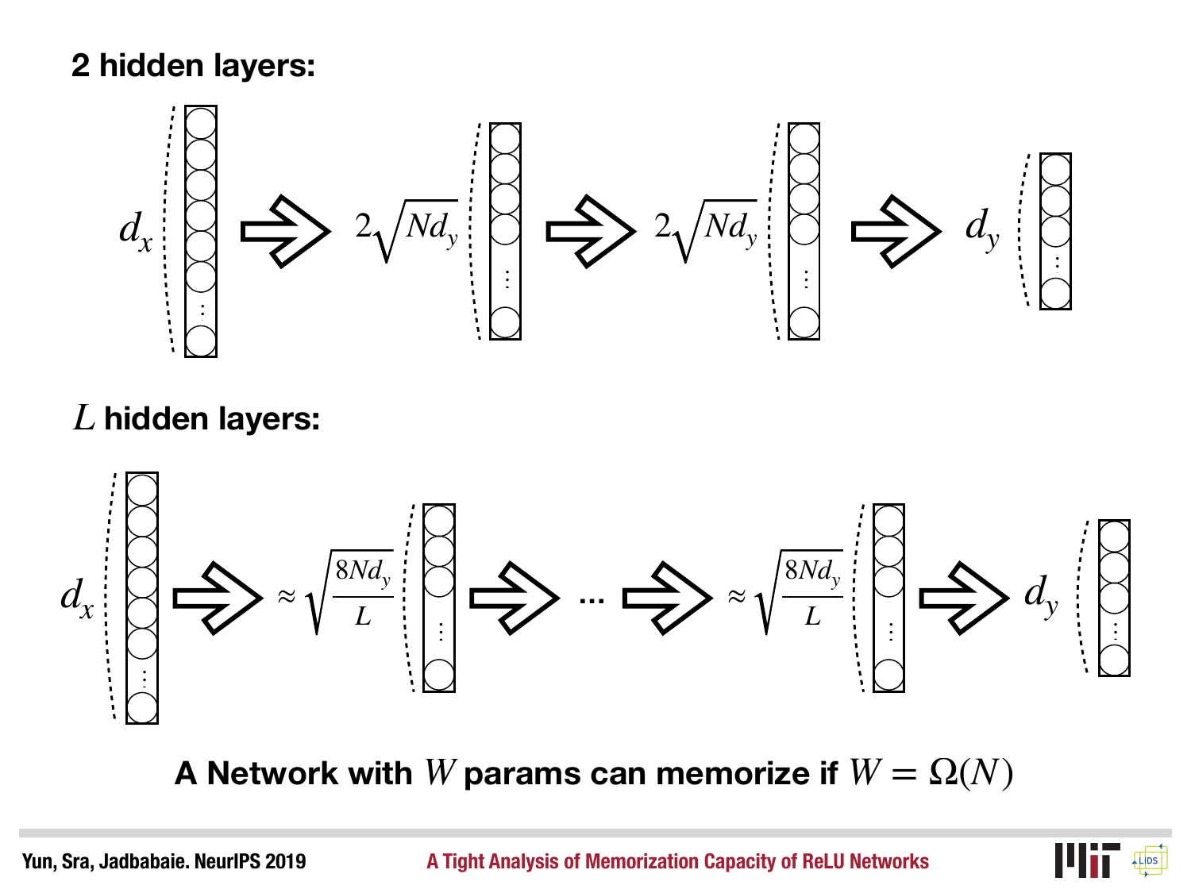**2 hidden layers:**

$d_x \Rightarrow 2\sqrt{Nd_y} \Rightarrow 2\sqrt{Nd_y} \Rightarrow d_y$

$L$ **hidden layers:**

$d_x \Rightarrow \approx \sqrt{\frac{8Nd_y}{L}} \Rightarrow \cdots \Rightarrow \approx \sqrt{\frac{8Nd_y}{L}} \Rightarrow d_y$

**A Network with $W$ params can memorize if $W = \Omega(N)$**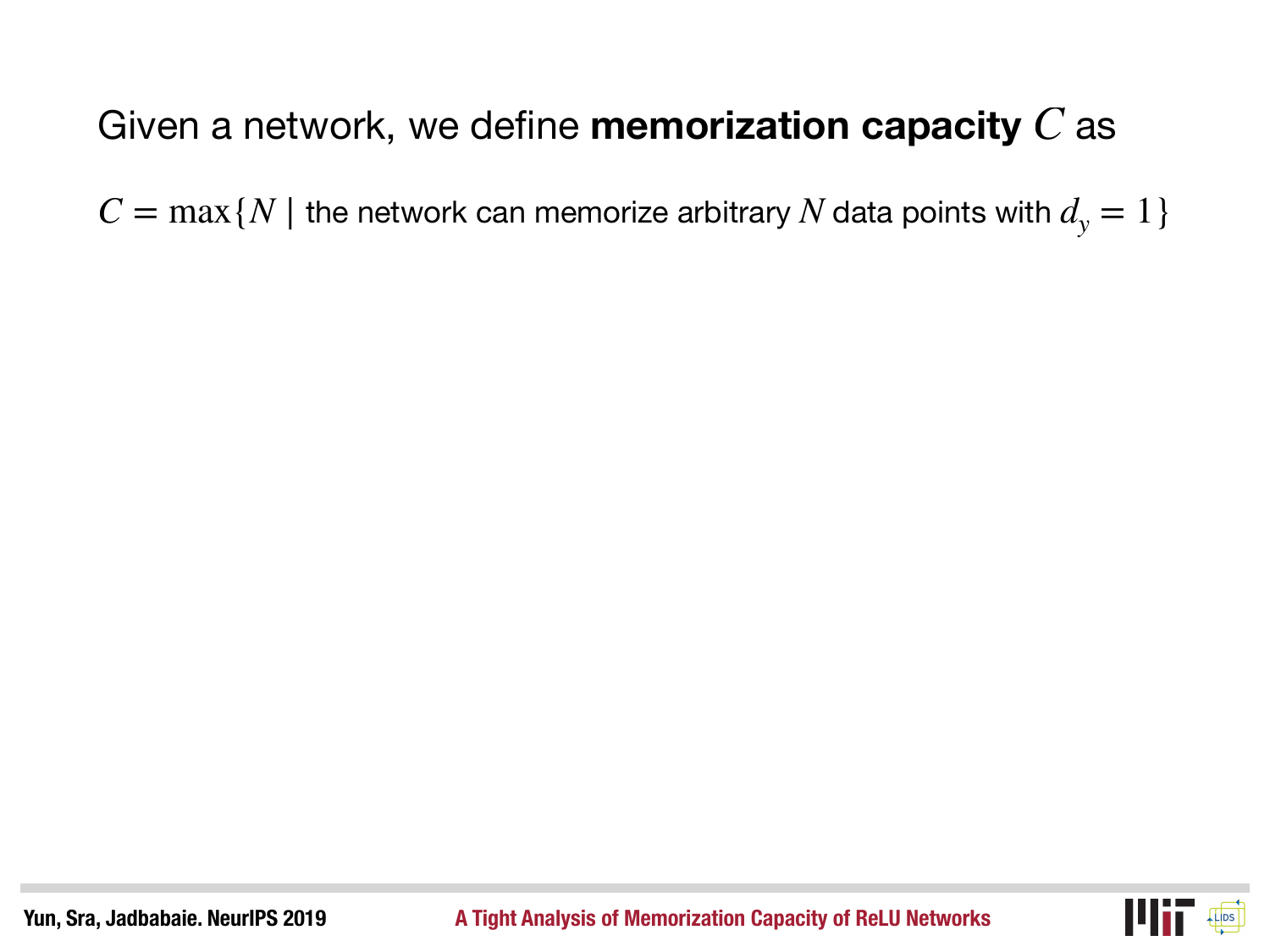Given a network, we define **memorization capacity** $C$ as

$C = \max\{N \mid \text{the network can memorize arbitrary } N \text{ data points with } d_y = 1\}$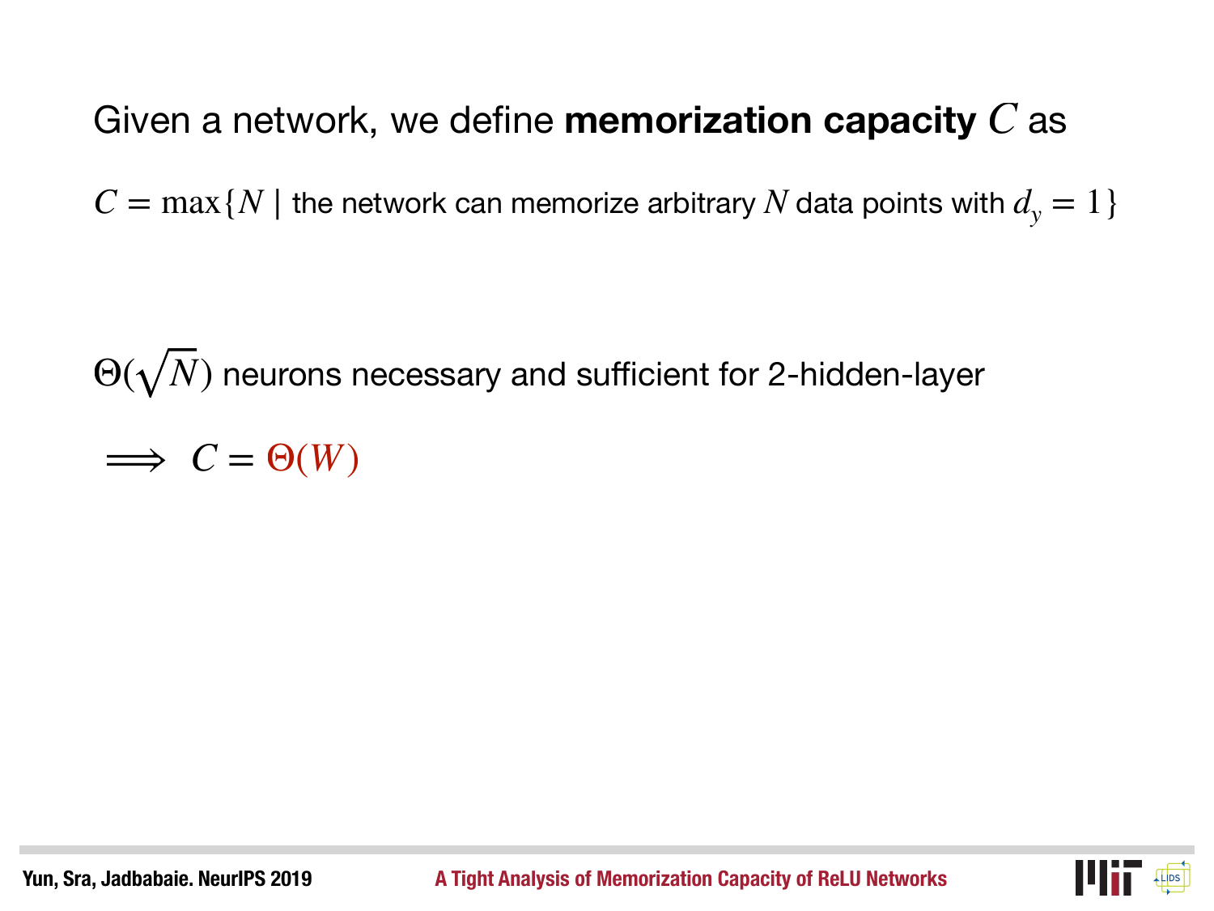Given a network, we define **memorization capacity** $C$ as

$C = \max\{N \mid$ the network can memorize arbitrary $N$ data points with $d_y = 1\}$

$\Theta(\sqrt{N})$ neurons necessary and sufficient for 2-hidden-layer

$\implies C = \Theta(W)$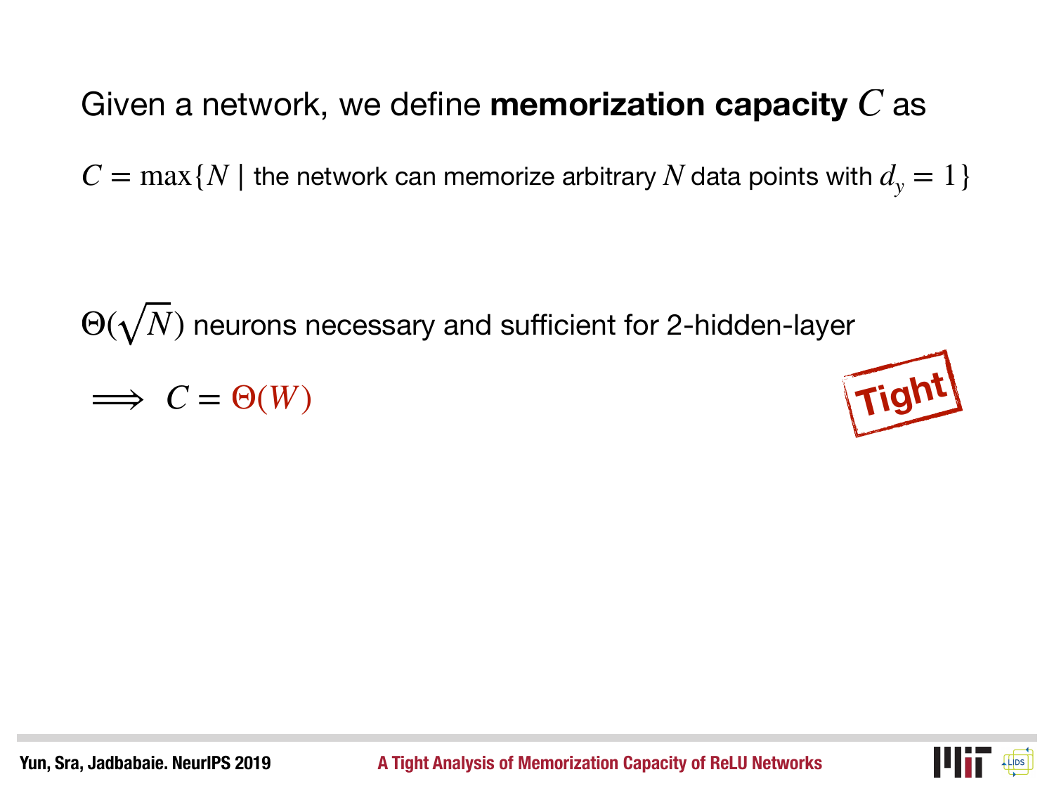Given a network, we define **memorization capacity** $C$ as

$C = \max\{N \mid$ the network can memorize arbitrary $N$ data points with $d_y = 1\}$

$\Theta(\sqrt{N})$ neurons necessary and sufficient for 2-hidden-layer

$\implies C = \Theta(W)$

Tight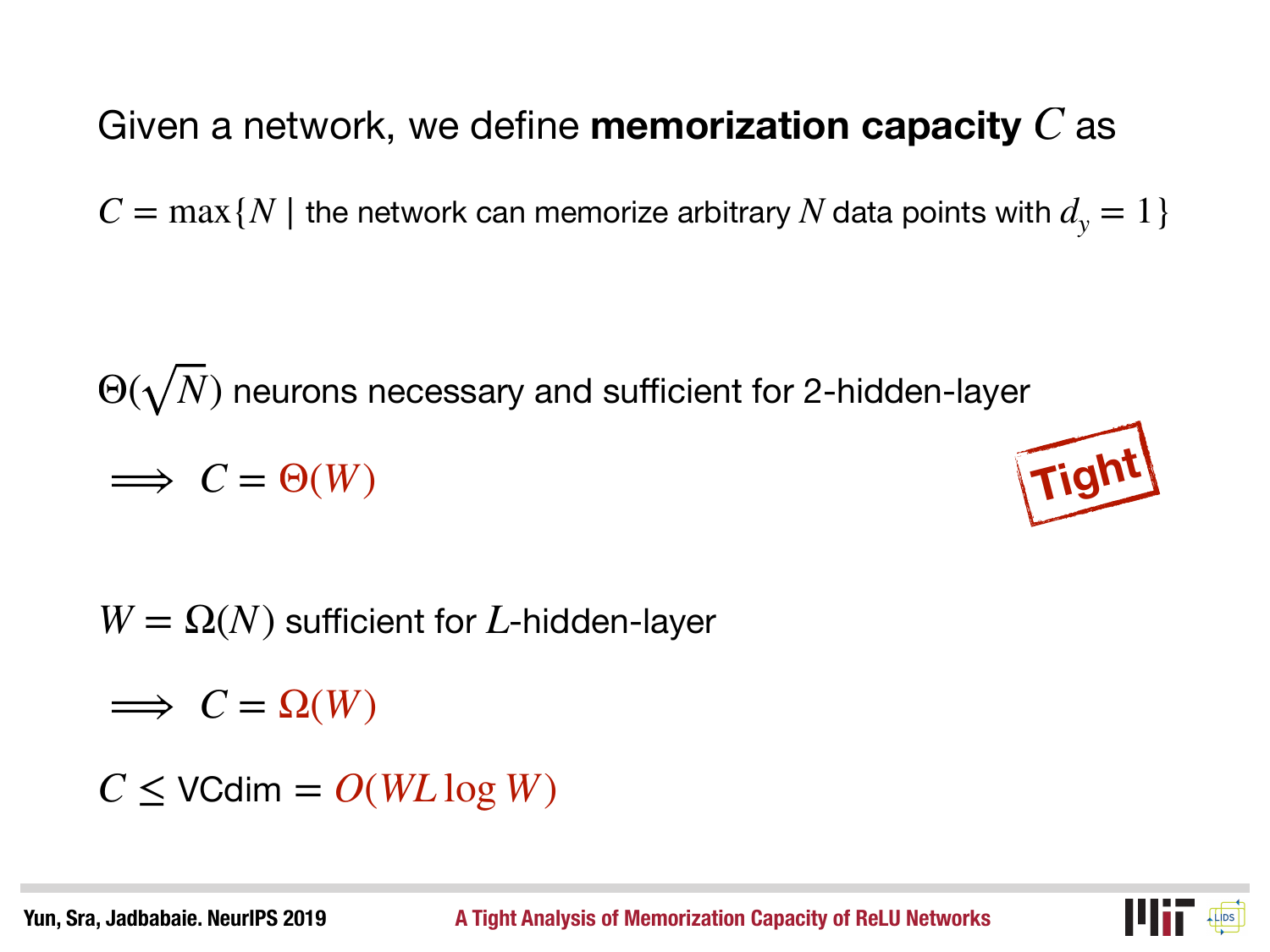Given a network, we define **memorization capacity** $C$ as

$C = \max\{N \mid \text{the network can memorize arbitrary } N \text{ data points with } d_y = 1\}$

$\Theta(\sqrt{N})$ neurons necessary and sufficient for 2-hidden-layer

$\implies C = \Theta(W)$

Tight

$W = \Omega(N)$ sufficient for $L$-hidden-layer

$\implies C = \Omega(W)$

$C \leq \text{VCdim} = O(WL \log W)$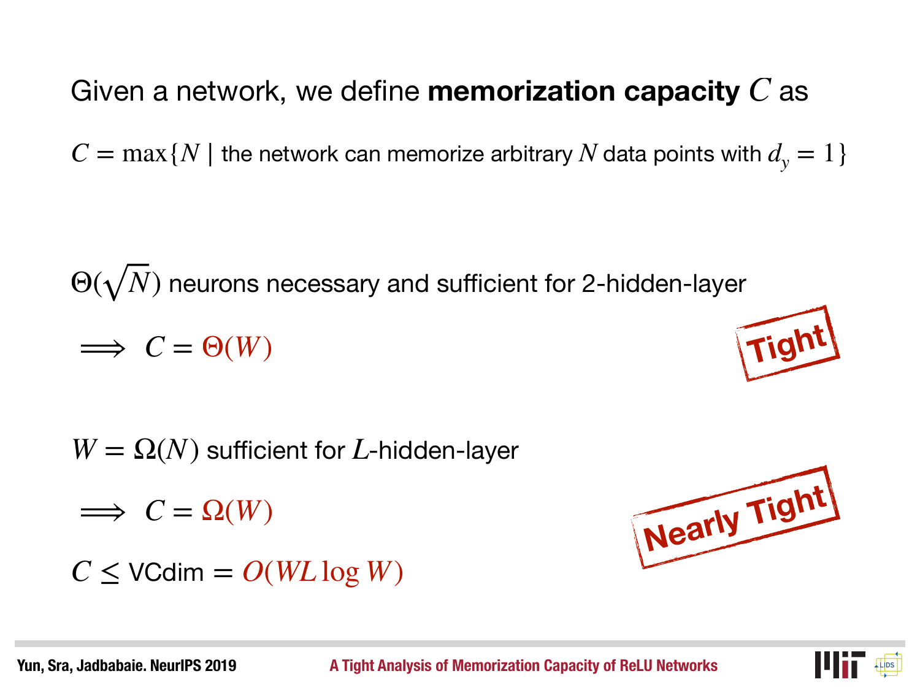Given a network, we define **memorization capacity** $C$ as

$C = \max\{N \mid \text{the network can memorize arbitrary } N \text{ data points with } d_y = 1\}$

$\Theta(\sqrt{N})$ neurons necessary and sufficient for 2-hidden-layer

$\implies C = \Theta(W)$

**Tight**

$W = \Omega(N)$ sufficient for $L$-hidden-layer

$\implies C = \Omega(W)$

$C \leq \text{VCdim} = O(WL \log W)$

**Nearly Tight**

Yun, Sra, Jadbabaie. NeurIPS 2019

A Tight Analysis of Memorization Capacity of ReLU Networks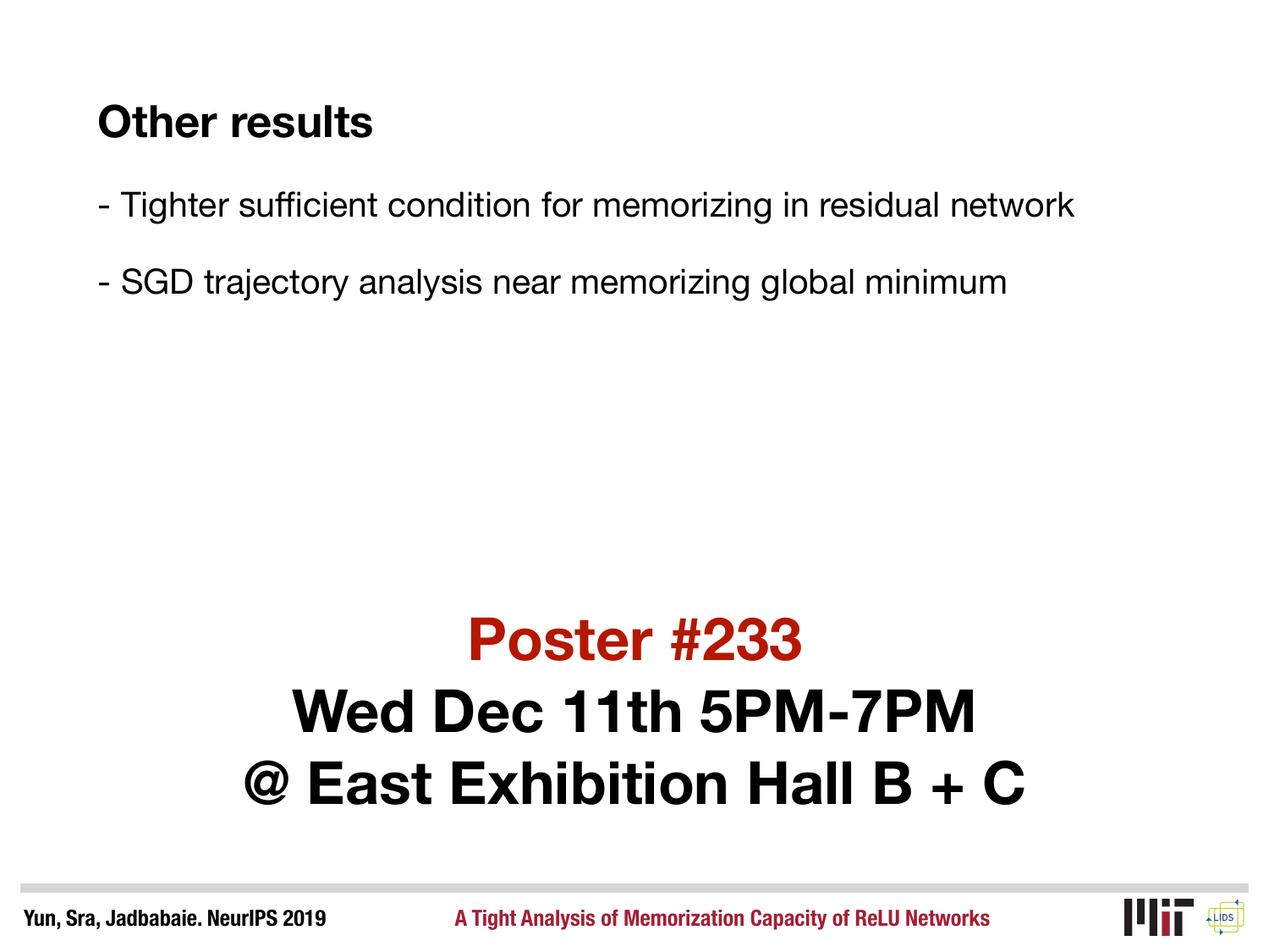## Other results

- Tighter sufficient condition for memorizing in residual network
- SGD trajectory analysis near memorizing global minimum

**Poster #233**

**Wed Dec 11th 5PM-7PM**

**@ East Exhibition Hall B + C**